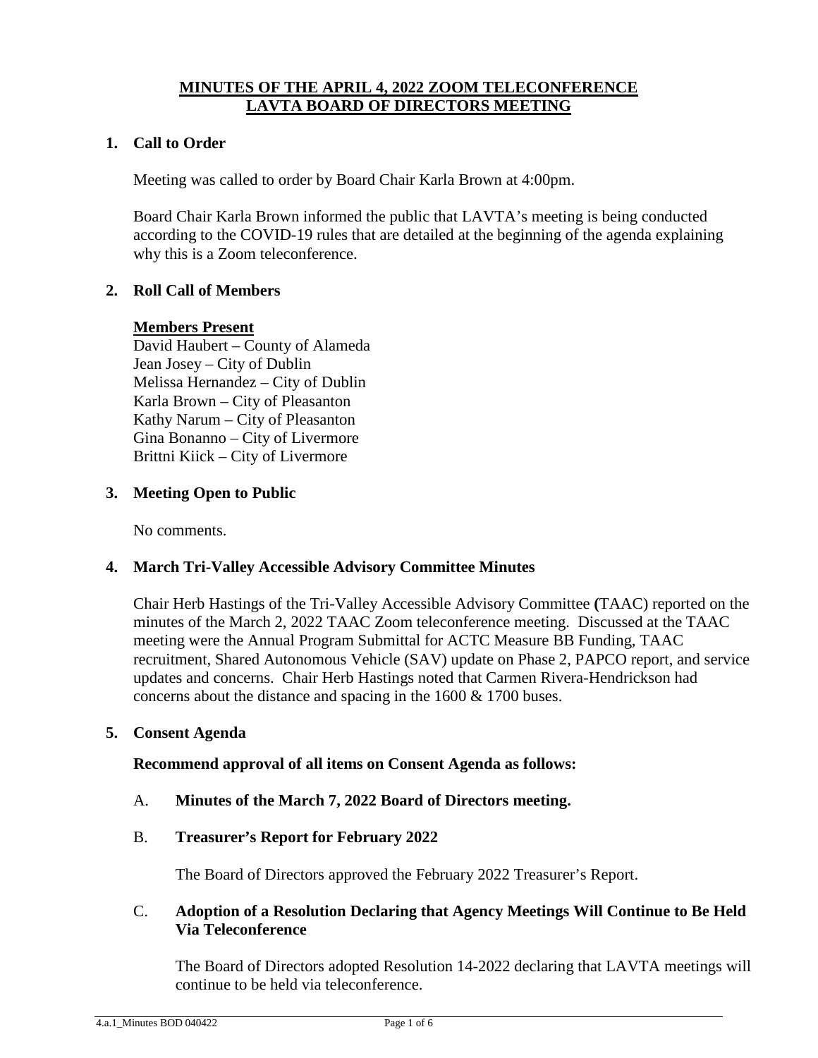# MINUTES OF THE APRIL 4, 2022 ZOOM TELECONFERENCE LAVTA BOARD OF DIRECTORS MEETING

## 1. Call to Order

Meeting was called to order by Board Chair Karla Brown at 4:00pm.

Board Chair Karla Brown informed the public that LAVTA's meeting is being conducted according to the COVID-19 rules that are detailed at the beginning of the agenda explaining why this is a Zoom teleconference.

## 2. Roll Call of Members

**Members Present**

David Haubert – County of Alameda
Jean Josey – City of Dublin
Melissa Hernandez – City of Dublin
Karla Brown – City of Pleasanton
Kathy Narum – City of Pleasanton
Gina Bonanno – City of Livermore
Brittni Kiick – City of Livermore

## 3. Meeting Open to Public

No comments.

## 4. March Tri-Valley Accessible Advisory Committee Minutes

Chair Herb Hastings of the Tri-Valley Accessible Advisory Committee (TAAC) reported on the minutes of the March 2, 2022 TAAC Zoom teleconference meeting. Discussed at the TAAC meeting were the Annual Program Submittal for ACTC Measure BB Funding, TAAC recruitment, Shared Autonomous Vehicle (SAV) update on Phase 2, PAPCO report, and service updates and concerns. Chair Herb Hastings noted that Carmen Rivera-Hendrickson had concerns about the distance and spacing in the 1600 & 1700 buses.

## 5. Consent Agenda

**Recommend approval of all items on Consent Agenda as follows:**

A. **Minutes of the March 7, 2022 Board of Directors meeting.**

B. **Treasurer's Report for February 2022**

The Board of Directors approved the February 2022 Treasurer's Report.

C. **Adoption of a Resolution Declaring that Agency Meetings Will Continue to Be Held Via Teleconference**

The Board of Directors adopted Resolution 14-2022 declaring that LAVTA meetings will continue to be held via teleconference.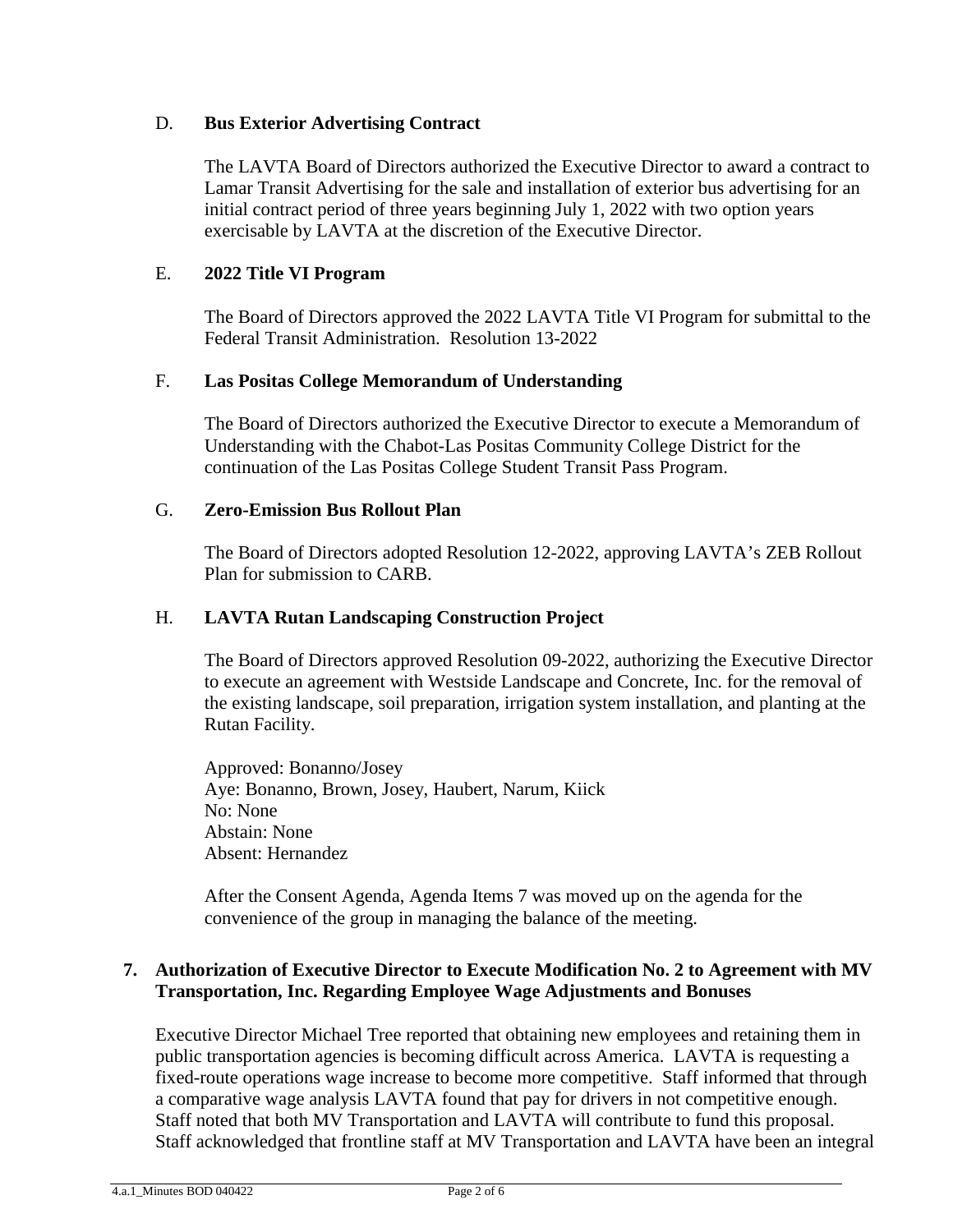D. **Bus Exterior Advertising Contract**

The LAVTA Board of Directors authorized the Executive Director to award a contract to Lamar Transit Advertising for the sale and installation of exterior bus advertising for an initial contract period of three years beginning July 1, 2022 with two option years exercisable by LAVTA at the discretion of the Executive Director.

E. **2022 Title VI Program**

The Board of Directors approved the 2022 LAVTA Title VI Program for submittal to the Federal Transit Administration. Resolution 13-2022

F. **Las Positas College Memorandum of Understanding**

The Board of Directors authorized the Executive Director to execute a Memorandum of Understanding with the Chabot-Las Positas Community College District for the continuation of the Las Positas College Student Transit Pass Program.

G. **Zero-Emission Bus Rollout Plan**

The Board of Directors adopted Resolution 12-2022, approving LAVTA's ZEB Rollout Plan for submission to CARB.

H. **LAVTA Rutan Landscaping Construction Project**

The Board of Directors approved Resolution 09-2022, authorizing the Executive Director to execute an agreement with Westside Landscape and Concrete, Inc. for the removal of the existing landscape, soil preparation, irrigation system installation, and planting at the Rutan Facility.

Approved: Bonanno/Josey
Aye: Bonanno, Brown, Josey, Haubert, Narum, Kiick
No: None
Abstain: None
Absent: Hernandez

After the Consent Agenda, Agenda Items 7 was moved up on the agenda for the convenience of the group in managing the balance of the meeting.

**7. Authorization of Executive Director to Execute Modification No. 2 to Agreement with MV Transportation, Inc. Regarding Employee Wage Adjustments and Bonuses**

Executive Director Michael Tree reported that obtaining new employees and retaining them in public transportation agencies is becoming difficult across America. LAVTA is requesting a fixed-route operations wage increase to become more competitive. Staff informed that through a comparative wage analysis LAVTA found that pay for drivers in not competitive enough. Staff noted that both MV Transportation and LAVTA will contribute to fund this proposal. Staff acknowledged that frontline staff at MV Transportation and LAVTA have been an integral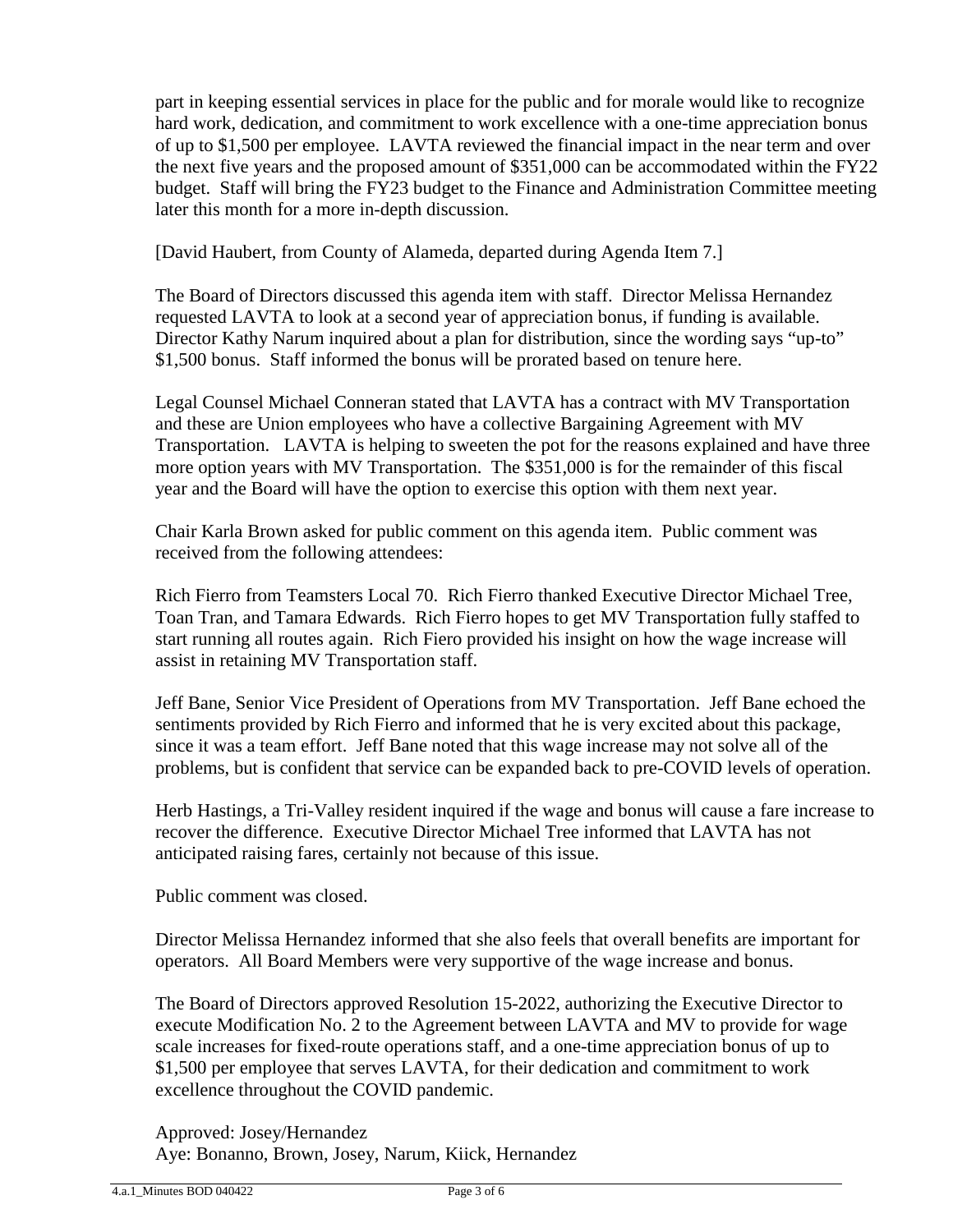part in keeping essential services in place for the public and for morale would like to recognize hard work, dedication, and commitment to work excellence with a one-time appreciation bonus of up to $1,500 per employee. LAVTA reviewed the financial impact in the near term and over the next five years and the proposed amount of $351,000 can be accommodated within the FY22 budget. Staff will bring the FY23 budget to the Finance and Administration Committee meeting later this month for a more in-depth discussion.

[David Haubert, from County of Alameda, departed during Agenda Item 7.]

The Board of Directors discussed this agenda item with staff. Director Melissa Hernandez requested LAVTA to look at a second year of appreciation bonus, if funding is available. Director Kathy Narum inquired about a plan for distribution, since the wording says "up-to" $1,500 bonus. Staff informed the bonus will be prorated based on tenure here.

Legal Counsel Michael Conneran stated that LAVTA has a contract with MV Transportation and these are Union employees who have a collective Bargaining Agreement with MV Transportation. LAVTA is helping to sweeten the pot for the reasons explained and have three more option years with MV Transportation. The $351,000 is for the remainder of this fiscal year and the Board will have the option to exercise this option with them next year.

Chair Karla Brown asked for public comment on this agenda item. Public comment was received from the following attendees:

Rich Fierro from Teamsters Local 70. Rich Fierro thanked Executive Director Michael Tree, Toan Tran, and Tamara Edwards. Rich Fierro hopes to get MV Transportation fully staffed to start running all routes again. Rich Fiero provided his insight on how the wage increase will assist in retaining MV Transportation staff.

Jeff Bane, Senior Vice President of Operations from MV Transportation. Jeff Bane echoed the sentiments provided by Rich Fierro and informed that he is very excited about this package, since it was a team effort. Jeff Bane noted that this wage increase may not solve all of the problems, but is confident that service can be expanded back to pre-COVID levels of operation.

Herb Hastings, a Tri-Valley resident inquired if the wage and bonus will cause a fare increase to recover the difference. Executive Director Michael Tree informed that LAVTA has not anticipated raising fares, certainly not because of this issue.

Public comment was closed.

Director Melissa Hernandez informed that she also feels that overall benefits are important for operators. All Board Members were very supportive of the wage increase and bonus.

The Board of Directors approved Resolution 15-2022, authorizing the Executive Director to execute Modification No. 2 to the Agreement between LAVTA and MV to provide for wage scale increases for fixed-route operations staff, and a one-time appreciation bonus of up to $1,500 per employee that serves LAVTA, for their dedication and commitment to work excellence throughout the COVID pandemic.

Approved: Josey/Hernandez
Aye: Bonanno, Brown, Josey, Narum, Kiick, Hernandez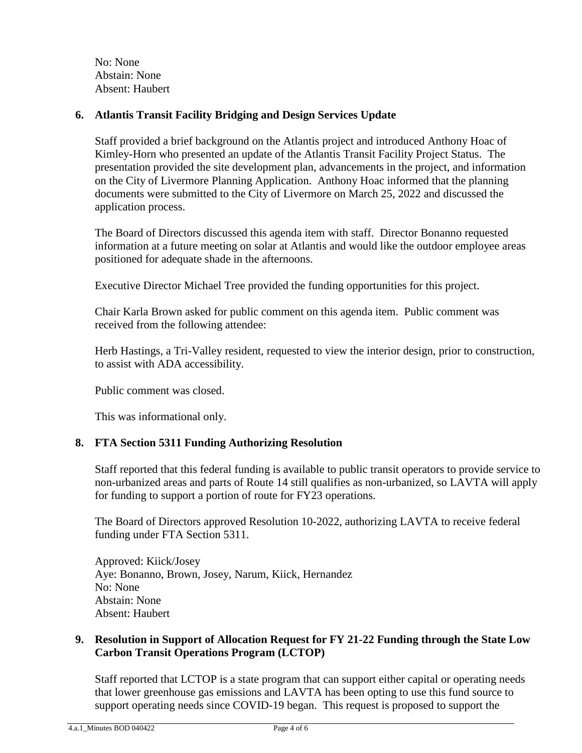No: None
Abstain: None
Absent: Haubert

**6. Atlantis Transit Facility Bridging and Design Services Update**

Staff provided a brief background on the Atlantis project and introduced Anthony Hoac of Kimley-Horn who presented an update of the Atlantis Transit Facility Project Status. The presentation provided the site development plan, advancements in the project, and information on the City of Livermore Planning Application. Anthony Hoac informed that the planning documents were submitted to the City of Livermore on March 25, 2022 and discussed the application process.

The Board of Directors discussed this agenda item with staff. Director Bonanno requested information at a future meeting on solar at Atlantis and would like the outdoor employee areas positioned for adequate shade in the afternoons.

Executive Director Michael Tree provided the funding opportunities for this project.

Chair Karla Brown asked for public comment on this agenda item. Public comment was received from the following attendee:

Herb Hastings, a Tri-Valley resident, requested to view the interior design, prior to construction, to assist with ADA accessibility.

Public comment was closed.

This was informational only.

**8. FTA Section 5311 Funding Authorizing Resolution**

Staff reported that this federal funding is available to public transit operators to provide service to non-urbanized areas and parts of Route 14 still qualifies as non-urbanized, so LAVTA will apply for funding to support a portion of route for FY23 operations.

The Board of Directors approved Resolution 10-2022, authorizing LAVTA to receive federal funding under FTA Section 5311.

Approved: Kiick/Josey
Aye: Bonanno, Brown, Josey, Narum, Kiick, Hernandez
No: None
Abstain: None
Absent: Haubert

**9. Resolution in Support of Allocation Request for FY 21-22 Funding through the State Low Carbon Transit Operations Program (LCTOP)**

Staff reported that LCTOP is a state program that can support either capital or operating needs that lower greenhouse gas emissions and LAVTA has been opting to use this fund source to support operating needs since COVID-19 began. This request is proposed to support the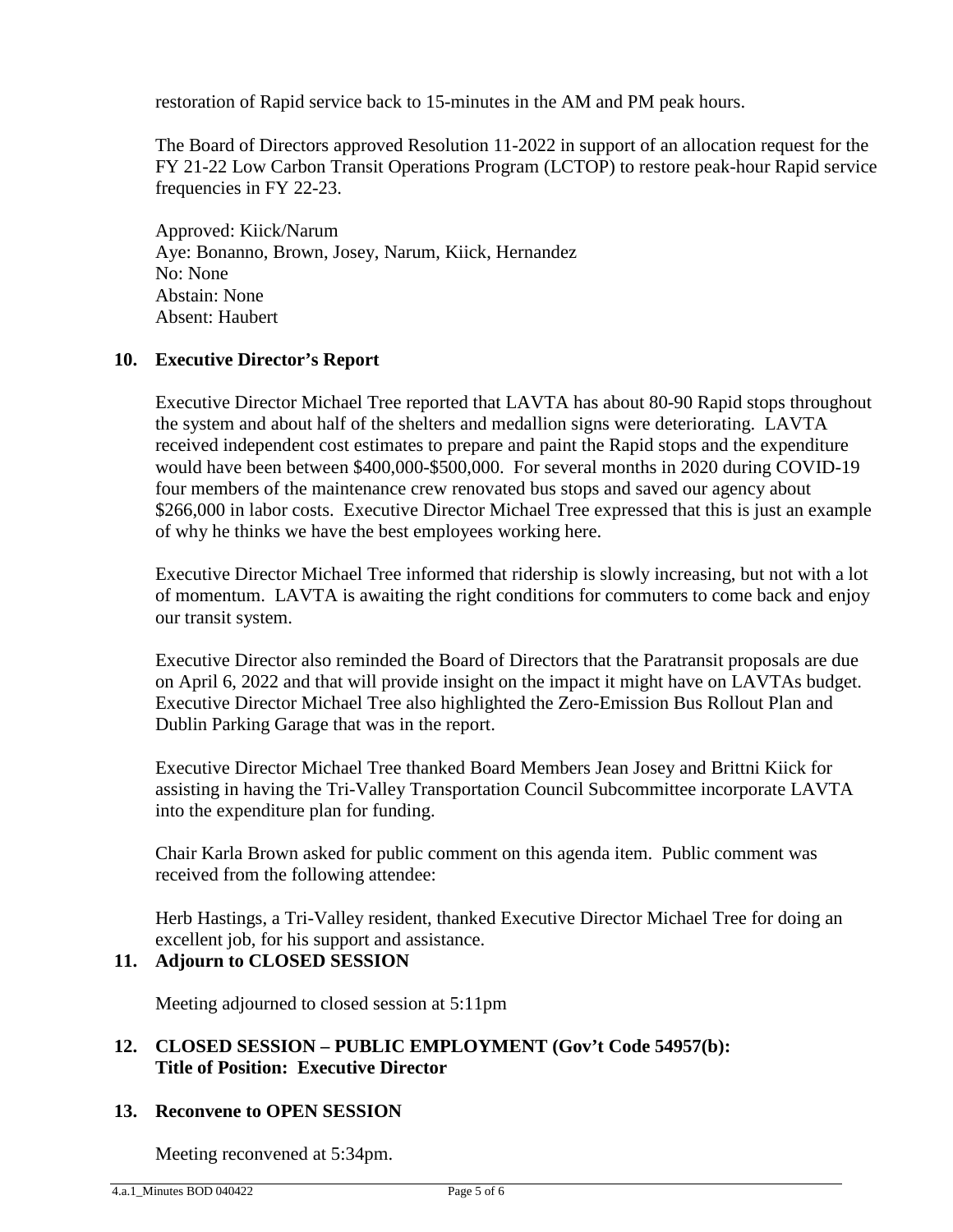restoration of Rapid service back to 15-minutes in the AM and PM peak hours.

The Board of Directors approved Resolution 11-2022 in support of an allocation request for the FY 21-22 Low Carbon Transit Operations Program (LCTOP) to restore peak-hour Rapid service frequencies in FY 22-23.

Approved: Kiick/Narum
Aye: Bonanno, Brown, Josey, Narum, Kiick, Hernandez
No: None
Abstain: None
Absent: Haubert

**10. Executive Director's Report**

Executive Director Michael Tree reported that LAVTA has about 80-90 Rapid stops throughout the system and about half of the shelters and medallion signs were deteriorating. LAVTA received independent cost estimates to prepare and paint the Rapid stops and the expenditure would have been between $400,000-$500,000. For several months in 2020 during COVID-19 four members of the maintenance crew renovated bus stops and saved our agency about $266,000 in labor costs. Executive Director Michael Tree expressed that this is just an example of why he thinks we have the best employees working here.

Executive Director Michael Tree informed that ridership is slowly increasing, but not with a lot of momentum. LAVTA is awaiting the right conditions for commuters to come back and enjoy our transit system.

Executive Director also reminded the Board of Directors that the Paratransit proposals are due on April 6, 2022 and that will provide insight on the impact it might have on LAVTAs budget. Executive Director Michael Tree also highlighted the Zero-Emission Bus Rollout Plan and Dublin Parking Garage that was in the report.

Executive Director Michael Tree thanked Board Members Jean Josey and Brittni Kiick for assisting in having the Tri-Valley Transportation Council Subcommittee incorporate LAVTA into the expenditure plan for funding.

Chair Karla Brown asked for public comment on this agenda item. Public comment was received from the following attendee:

Herb Hastings, a Tri-Valley resident, thanked Executive Director Michael Tree for doing an excellent job, for his support and assistance.

**11. Adjourn to CLOSED SESSION**

Meeting adjourned to closed session at 5:11pm

**12. CLOSED SESSION – PUBLIC EMPLOYMENT (Gov't Code 54957(b): Title of Position: Executive Director**

**13. Reconvene to OPEN SESSION**

Meeting reconvened at 5:34pm.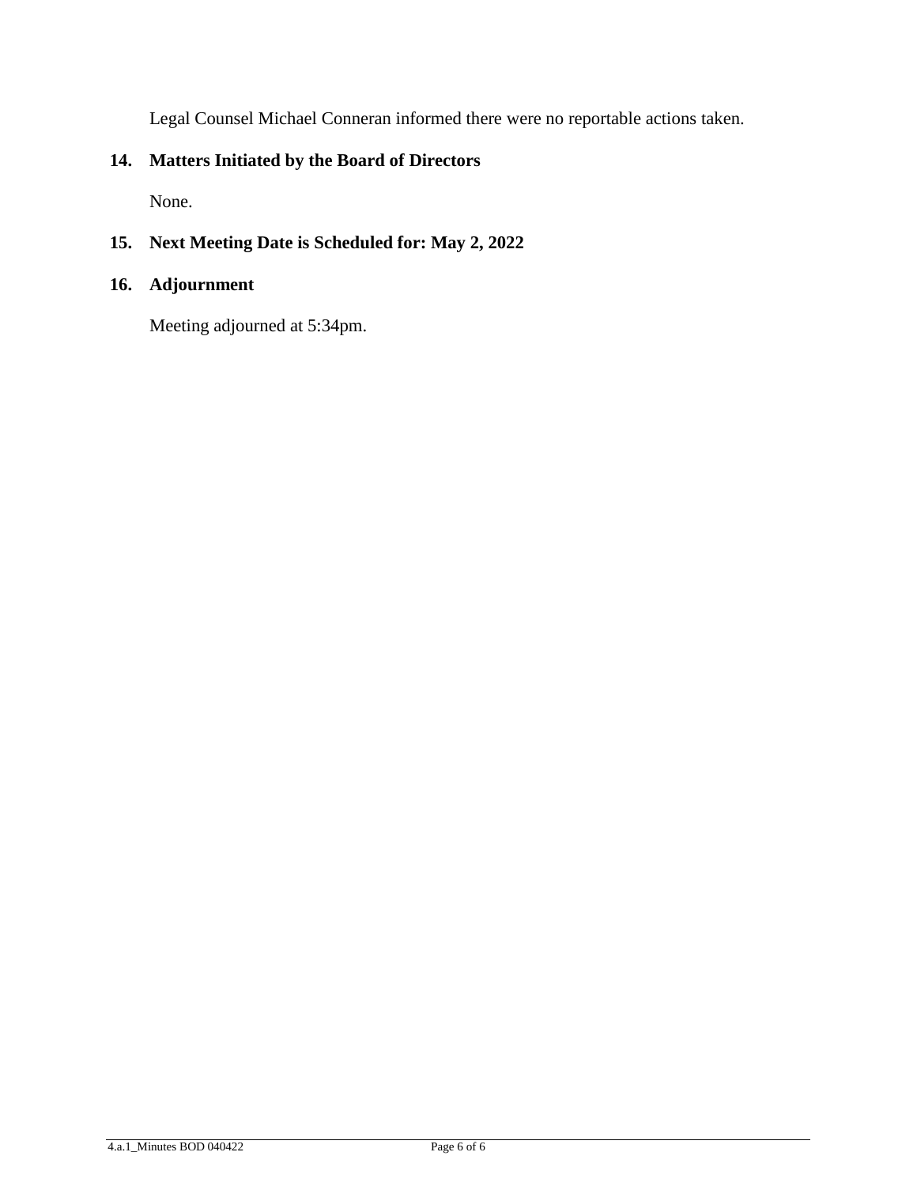Legal Counsel Michael Conneran informed there were no reportable actions taken.

## 14. Matters Initiated by the Board of Directors

None.

## 15. Next Meeting Date is Scheduled for: May 2, 2022

## 16. Adjournment

Meeting adjourned at 5:34pm.